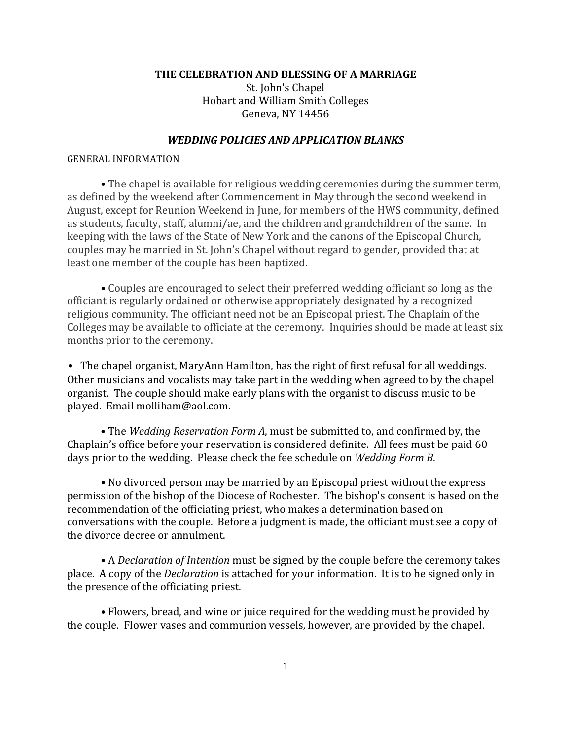**THE CELEBRATION AND BLESSING OF A MARRIAGE**

St. John's Chapel
Hobart and William Smith Colleges
Geneva, NY 14456

***WEDDING POLICIES AND APPLICATION BLANKS***

GENERAL INFORMATION

- The chapel is available for religious wedding ceremonies during the summer term, as defined by the weekend after Commencement in May through the second weekend in August, except for Reunion Weekend in June, for members of the HWS community, defined as students, faculty, staff, alumni/ae, and the children and grandchildren of the same. In keeping with the laws of the State of New York and the canons of the Episcopal Church, couples may be married in St. John's Chapel without regard to gender, provided that at least one member of the couple has been baptized.

- Couples are encouraged to select their preferred wedding officiant so long as the officiant is regularly ordained or otherwise appropriately designated by a recognized religious community. The officiant need not be an Episcopal priest. The Chaplain of the Colleges may be available to officiate at the ceremony. Inquiries should be made at least six months prior to the ceremony.

- The chapel organist, MaryAnn Hamilton, has the right of first refusal for all weddings. Other musicians and vocalists may take part in the wedding when agreed to by the chapel organist. The couple should make early plans with the organist to discuss music to be played. Email molliham@aol.com.

- The *Wedding Reservation Form A*, must be submitted to, and confirmed by, the Chaplain's office before your reservation is considered definite. All fees must be paid 60 days prior to the wedding. Please check the fee schedule on *Wedding Form B*.

- No divorced person may be married by an Episcopal priest without the express permission of the bishop of the Diocese of Rochester. The bishop's consent is based on the recommendation of the officiating priest, who makes a determination based on conversations with the couple. Before a judgment is made, the officiant must see a copy of the divorce decree or annulment.

- A *Declaration of Intention* must be signed by the couple before the ceremony takes place. A copy of the *Declaration* is attached for your information. It is to be signed only in the presence of the officiating priest.

- Flowers, bread, and wine or juice required for the wedding must be provided by the couple. Flower vases and communion vessels, however, are provided by the chapel.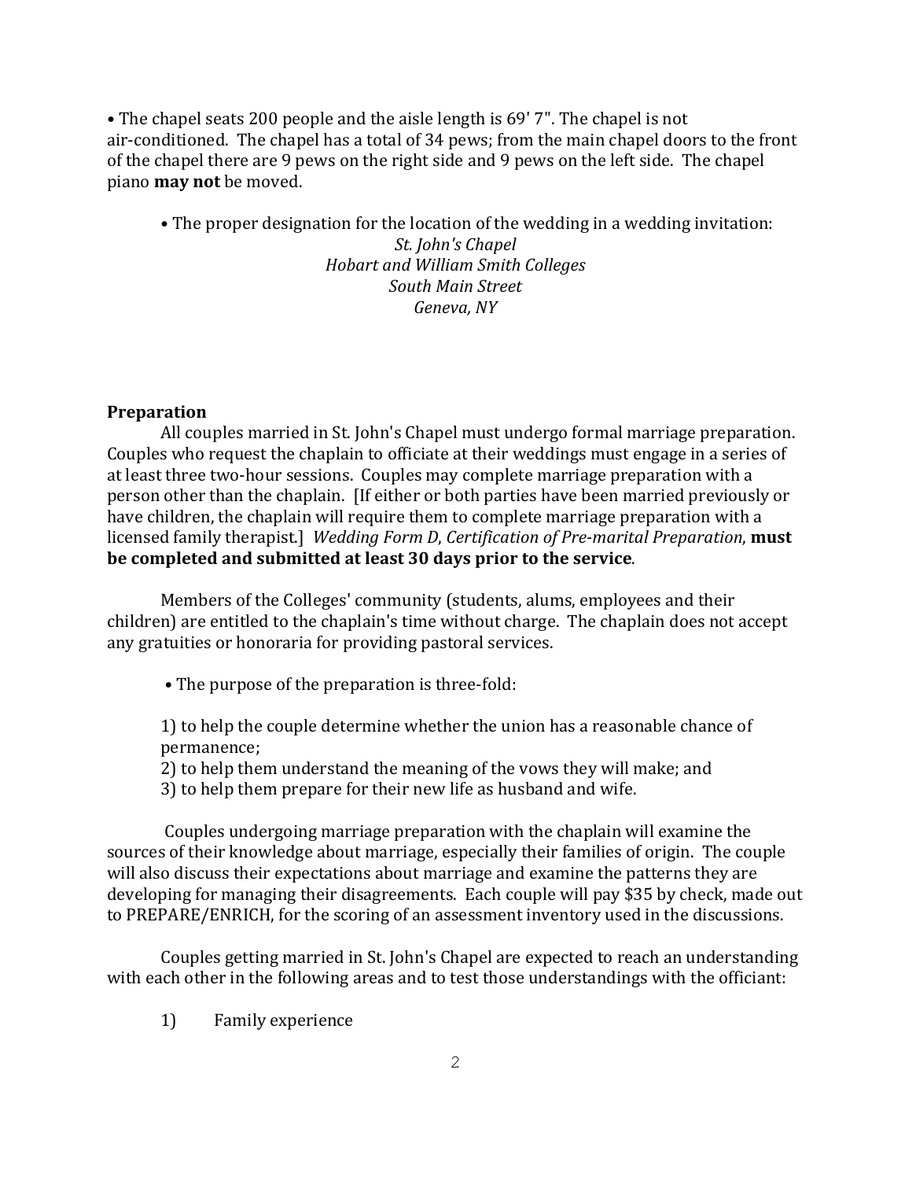• The chapel seats 200 people and the aisle length is 69' 7". The chapel is not air-conditioned. The chapel has a total of 34 pews; from the main chapel doors to the front of the chapel there are 9 pews on the right side and 9 pews on the left side. The chapel piano **may not** be moved.

• The proper designation for the location of the wedding in a wedding invitation:

*St. John's Chapel*
*Hobart and William Smith Colleges*
*South Main Street*
*Geneva, NY*

**Preparation**

All couples married in St. John's Chapel must undergo formal marriage preparation. Couples who request the chaplain to officiate at their weddings must engage in a series of at least three two-hour sessions. Couples may complete marriage preparation with a person other than the chaplain. [If either or both parties have been married previously or have children, the chaplain will require them to complete marriage preparation with a licensed family therapist.] *Wedding Form D, Certification of Pre-marital Preparation*, **must be completed and submitted at least 30 days prior to the service**.

Members of the Colleges' community (students, alums, employees and their children) are entitled to the chaplain's time without charge. The chaplain does not accept any gratuities or honoraria for providing pastoral services.

• The purpose of the preparation is three-fold:

1) to help the couple determine whether the union has a reasonable chance of permanence;
2) to help them understand the meaning of the vows they will make; and
3) to help them prepare for their new life as husband and wife.

Couples undergoing marriage preparation with the chaplain will examine the sources of their knowledge about marriage, especially their families of origin. The couple will also discuss their expectations about marriage and examine the patterns they are developing for managing their disagreements. Each couple will pay $35 by check, made out to PREPARE/ENRICH, for the scoring of an assessment inventory used in the discussions.

Couples getting married in St. John's Chapel are expected to reach an understanding with each other in the following areas and to test those understandings with the officiant:

1) Family experience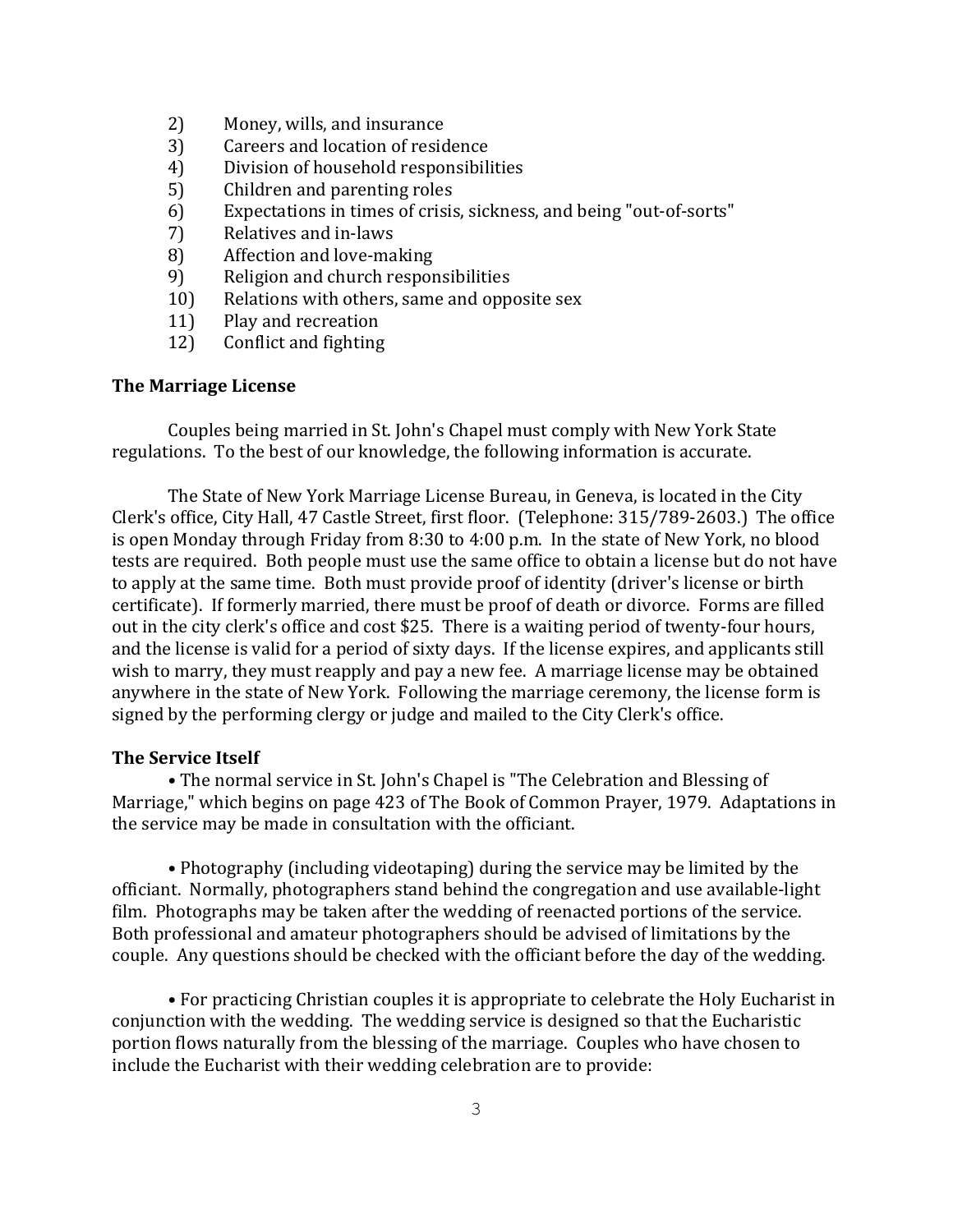2) Money, wills, and insurance
3) Careers and location of residence
4) Division of household responsibilities
5) Children and parenting roles
6) Expectations in times of crisis, sickness, and being "out-of-sorts"
7) Relatives and in-laws
8) Affection and love-making
9) Religion and church responsibilities
10) Relations with others, same and opposite sex
11) Play and recreation
12) Conflict and fighting

**The Marriage License**

Couples being married in St. John's Chapel must comply with New York State regulations. To the best of our knowledge, the following information is accurate.

The State of New York Marriage License Bureau, in Geneva, is located in the City Clerk's office, City Hall, 47 Castle Street, first floor. (Telephone: 315/789-2603.) The office is open Monday through Friday from 8:30 to 4:00 p.m. In the state of New York, no blood tests are required. Both people must use the same office to obtain a license but do not have to apply at the same time. Both must provide proof of identity (driver's license or birth certificate). If formerly married, there must be proof of death or divorce. Forms are filled out in the city clerk's office and cost $25. There is a waiting period of twenty-four hours, and the license is valid for a period of sixty days. If the license expires, and applicants still wish to marry, they must reapply and pay a new fee. A marriage license may be obtained anywhere in the state of New York. Following the marriage ceremony, the license form is signed by the performing clergy or judge and mailed to the City Clerk's office.

**The Service Itself**

• The normal service in St. John's Chapel is "The Celebration and Blessing of Marriage," which begins on page 423 of The Book of Common Prayer, 1979. Adaptations in the service may be made in consultation with the officiant.

• Photography (including videotaping) during the service may be limited by the officiant. Normally, photographers stand behind the congregation and use available-light film. Photographs may be taken after the wedding of reenacted portions of the service. Both professional and amateur photographers should be advised of limitations by the couple. Any questions should be checked with the officiant before the day of the wedding.

• For practicing Christian couples it is appropriate to celebrate the Holy Eucharist in conjunction with the wedding. The wedding service is designed so that the Eucharistic portion flows naturally from the blessing of the marriage. Couples who have chosen to include the Eucharist with their wedding celebration are to provide: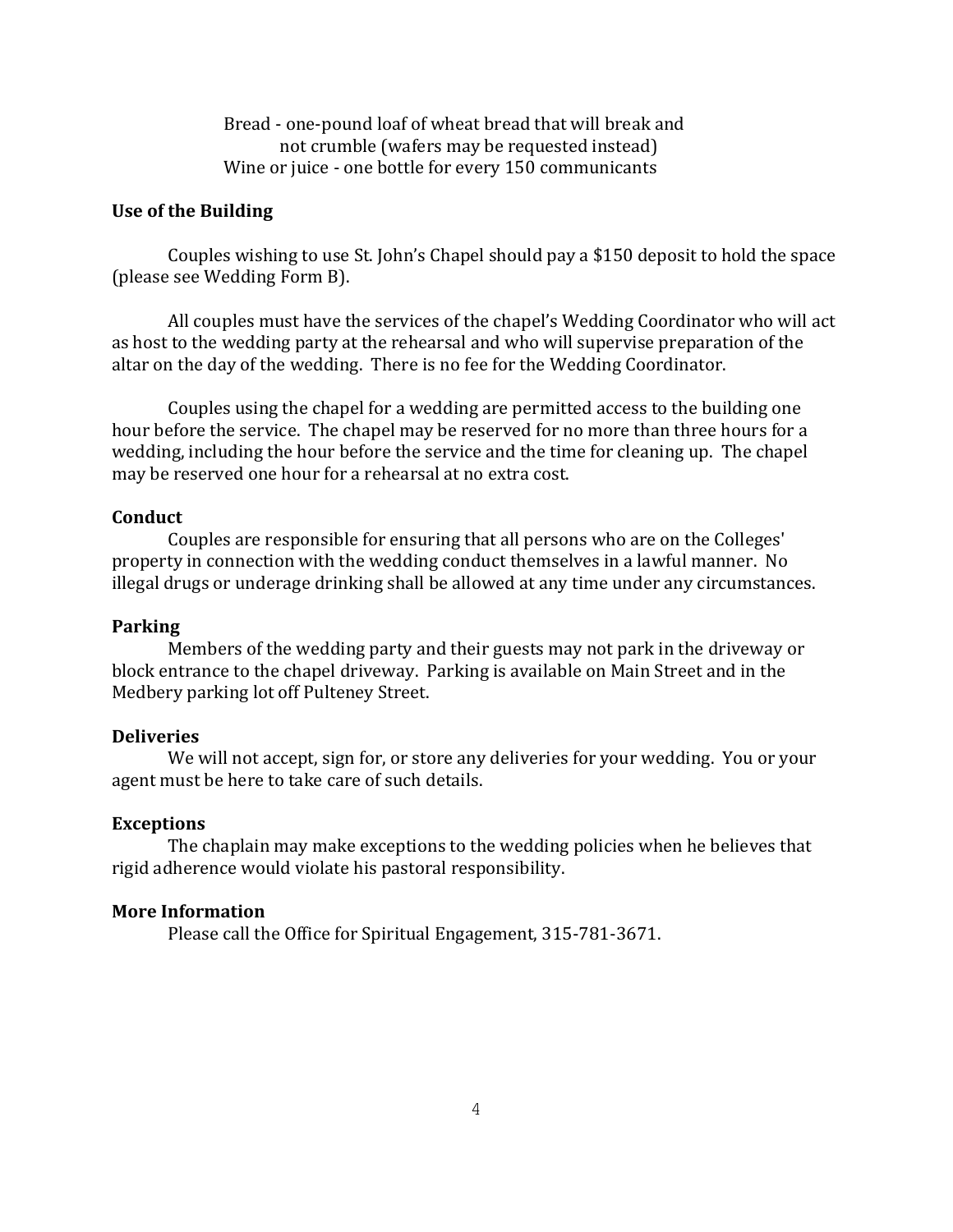Bread - one-pound loaf of wheat bread that will break and not crumble (wafers may be requested instead)
Wine or juice - one bottle for every 150 communicants

**Use of the Building**

Couples wishing to use St. John's Chapel should pay a $150 deposit to hold the space (please see Wedding Form B).

All couples must have the services of the chapel's Wedding Coordinator who will act as host to the wedding party at the rehearsal and who will supervise preparation of the altar on the day of the wedding. There is no fee for the Wedding Coordinator.

Couples using the chapel for a wedding are permitted access to the building one hour before the service. The chapel may be reserved for no more than three hours for a wedding, including the hour before the service and the time for cleaning up. The chapel may be reserved one hour for a rehearsal at no extra cost.

**Conduct**

Couples are responsible for ensuring that all persons who are on the Colleges' property in connection with the wedding conduct themselves in a lawful manner. No illegal drugs or underage drinking shall be allowed at any time under any circumstances.

**Parking**

Members of the wedding party and their guests may not park in the driveway or block entrance to the chapel driveway. Parking is available on Main Street and in the Medbery parking lot off Pulteney Street.

**Deliveries**

We will not accept, sign for, or store any deliveries for your wedding. You or your agent must be here to take care of such details.

**Exceptions**

The chaplain may make exceptions to the wedding policies when he believes that rigid adherence would violate his pastoral responsibility.

**More Information**

Please call the Office for Spiritual Engagement, 315-781-3671.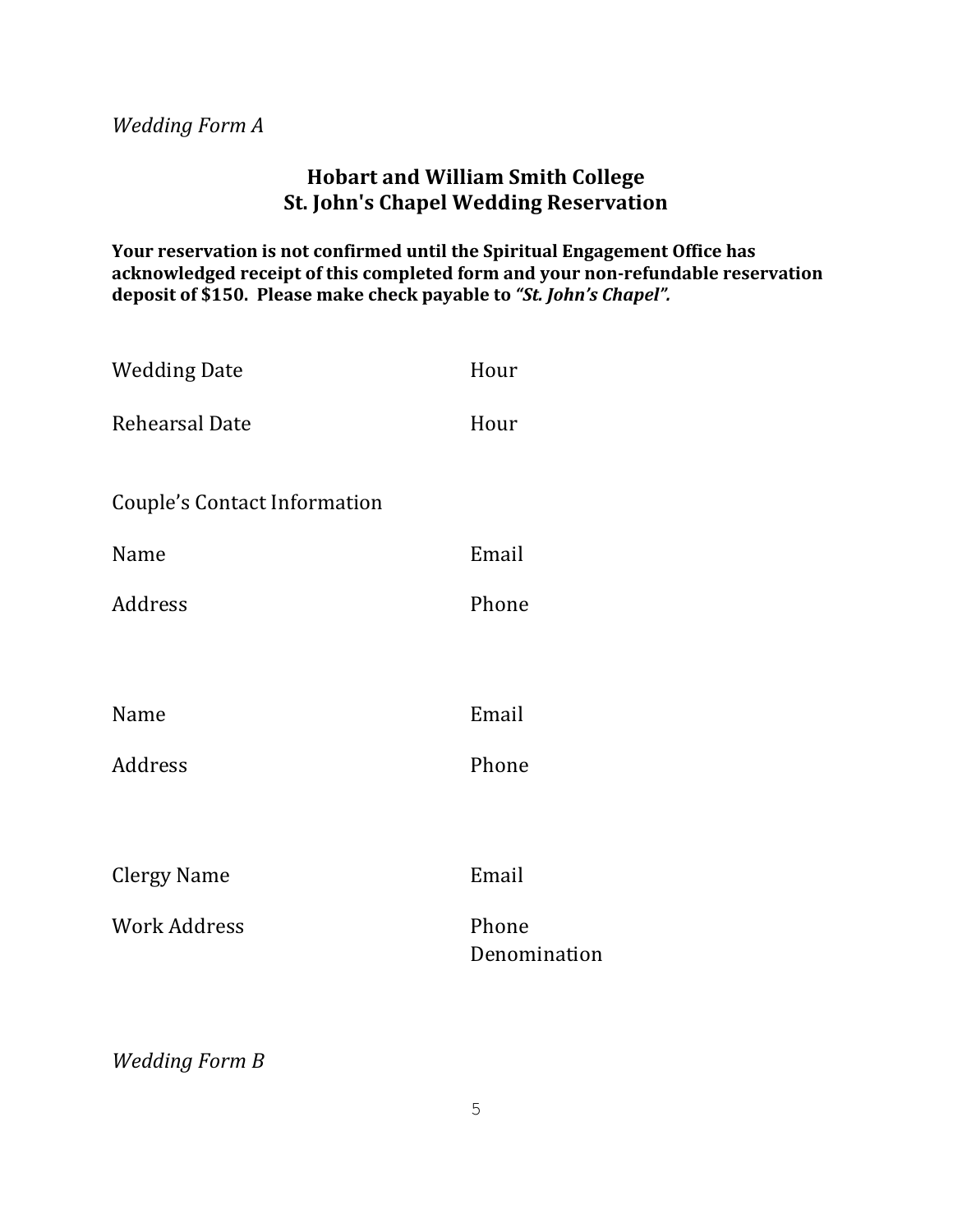*Wedding Form A*

## Hobart and William Smith College
## St. John's Chapel Wedding Reservation

**Your reservation is not confirmed until the Spiritual Engagement Office has acknowledged receipt of this completed form and your non-refundable reservation deposit of $150. Please make check payable to *"St. John's Chapel".***

Wedding Date Hour

Rehearsal Date Hour

Couple's Contact Information

Name Email

Address Phone

Name Email

Address Phone

Clergy Name Email

Work Address Phone

Denomination

*Wedding Form B*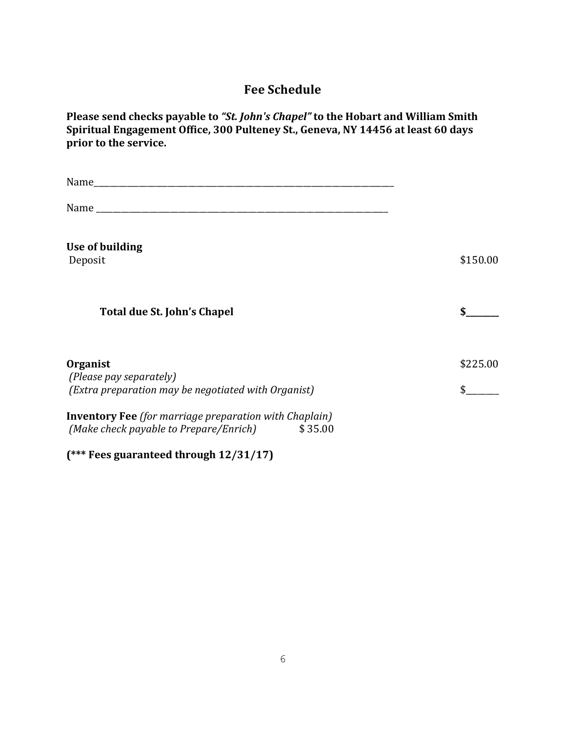## Fee Schedule

**Please send checks payable to *"St. John's Chapel"* to the Hobart and William Smith Spiritual Engagement Office, 300 Pulteney St., Geneva, NY 14456 at least 60 days prior to the service.**

Name_______________________________________________________________

Name ______________________________________________________________

**Use of building**

Deposit $150.00

**Total due St. John's Chapel** **$_______**

**Organist** $225.00

*(Please pay separately)*

*(Extra preparation may be negotiated with Organist)* $_______

**Inventory Fee** *(for marriage preparation with Chaplain)*

*(Make check payable to Prepare/Enrich)* $ 35.00

**(*** Fees guaranteed through 12/31/17)**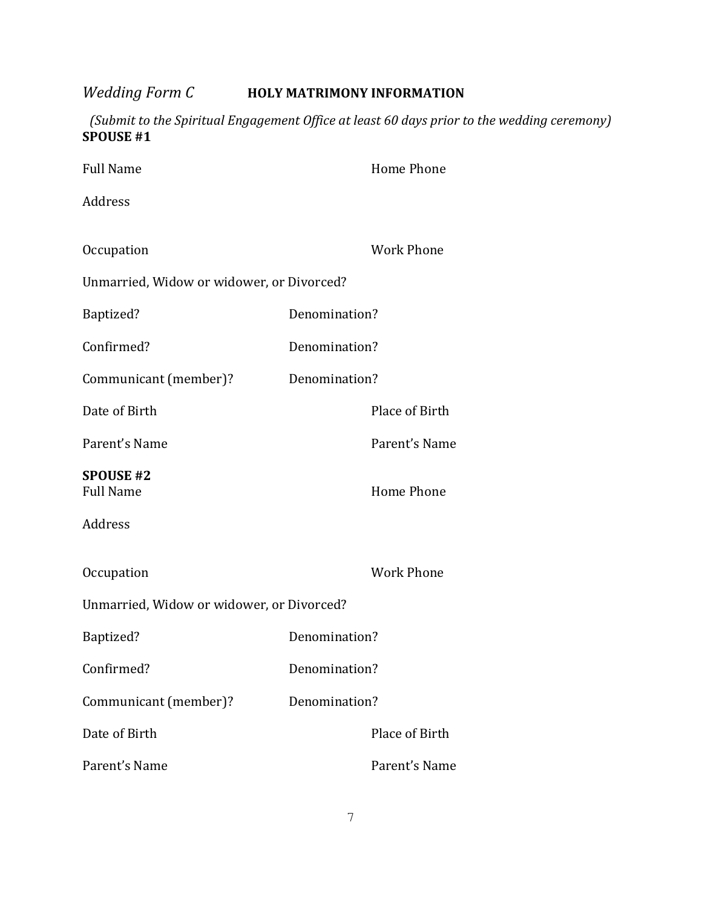*Wedding Form C* **HOLY MATRIMONY INFORMATION**

*(Submit to the Spiritual Engagement Office at least 60 days prior to the wedding ceremony)*

**SPOUSE #1**

Full Name Home Phone

Address

Occupation Work Phone

Unmarried, Widow or widower, or Divorced?

Baptized? Denomination?

Confirmed? Denomination?

Communicant (member)? Denomination?

Date of Birth Place of Birth

Parent's Name Parent's Name

**SPOUSE #2**

Full Name Home Phone

Address

Occupation Work Phone

Unmarried, Widow or widower, or Divorced?

Baptized? Denomination?

Confirmed? Denomination?

Communicant (member)? Denomination?

Date of Birth Place of Birth

Parent's Name Parent's Name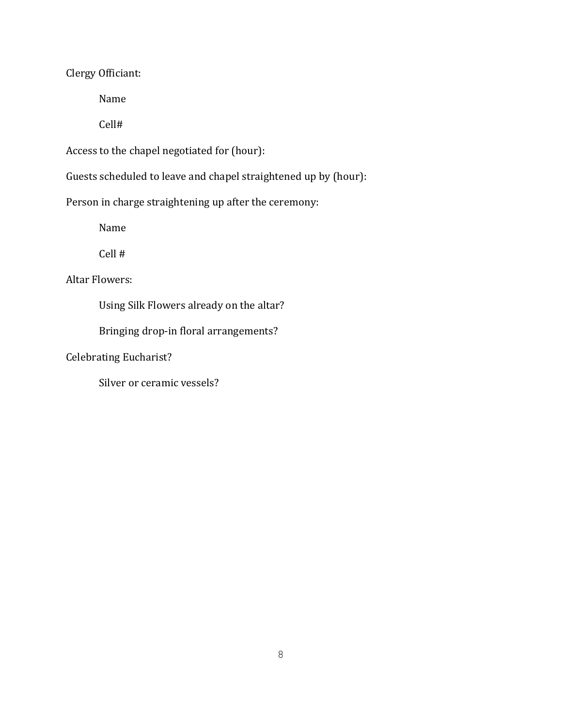Clergy Officiant:

    Name

    Cell#

Access to the chapel negotiated for (hour):

Guests scheduled to leave and chapel straightened up by (hour):

Person in charge straightening up after the ceremony:

    Name

    Cell #

Altar Flowers:

    Using Silk Flowers already on the altar?

    Bringing drop-in floral arrangements?

Celebrating Eucharist?

    Silver or ceramic vessels?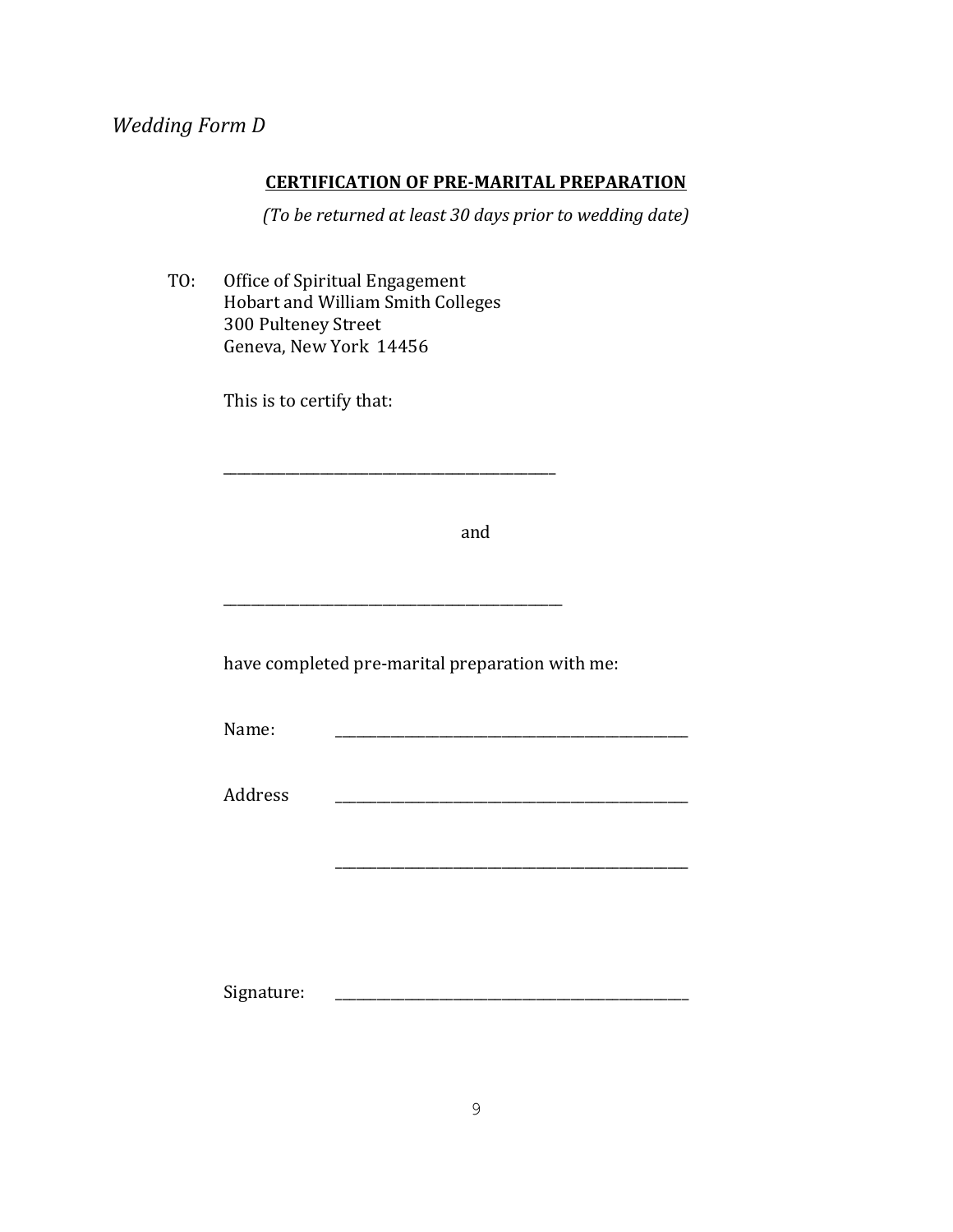*Wedding Form D*

**CERTIFICATION OF PRE-MARITAL PREPARATION**

*(To be returned at least 30 days prior to wedding date)*

TO: Office of Spiritual Engagement
Hobart and William Smith Colleges
300 Pulteney Street
Geneva, New York 14456

This is to certify that:

_____________________________________________

and

_____________________________________________

have completed pre-marital preparation with me:

Name: _____________________________________________

Address _____________________________________________

_____________________________________________

Signature: _____________________________________________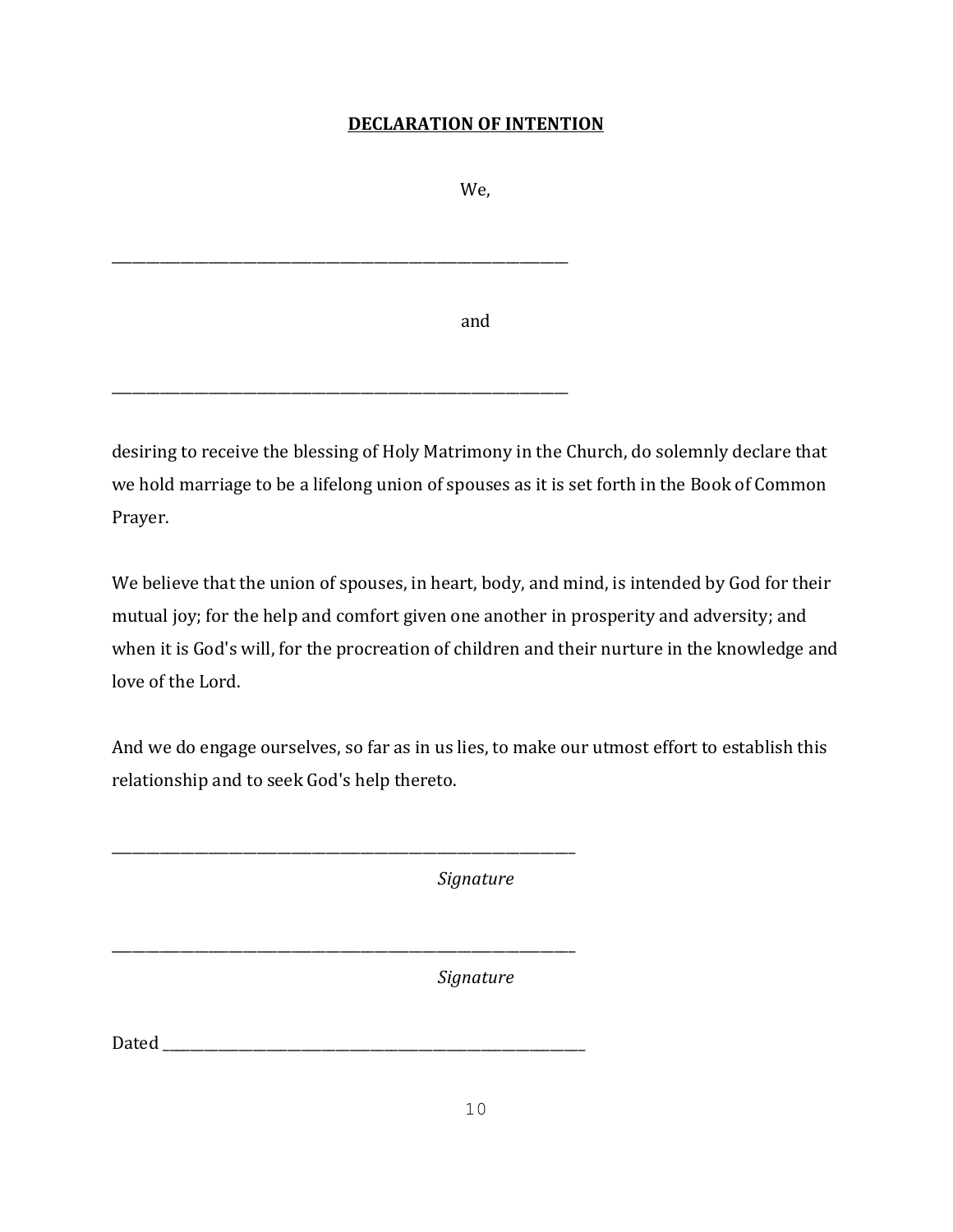**DECLARATION OF INTENTION**

We,

\_\_\_\_\_\_\_\_\_\_\_\_\_\_\_\_\_\_\_\_\_\_\_\_\_\_\_\_\_\_\_\_\_\_\_\_\_\_\_\_\_\_\_\_\_\_\_\_\_\_\_\_\_\_\_\_\_\_\_\_

and

\_\_\_\_\_\_\_\_\_\_\_\_\_\_\_\_\_\_\_\_\_\_\_\_\_\_\_\_\_\_\_\_\_\_\_\_\_\_\_\_\_\_\_\_\_\_\_\_\_\_\_\_\_\_\_\_\_\_\_\_

desiring to receive the blessing of Holy Matrimony in the Church, do solemnly declare that we hold marriage to be a lifelong union of spouses as it is set forth in the Book of Common Prayer.

We believe that the union of spouses, in heart, body, and mind, is intended by God for their mutual joy; for the help and comfort given one another in prosperity and adversity; and when it is God's will, for the procreation of children and their nurture in the knowledge and love of the Lord.

And we do engage ourselves, so far as in us lies, to make our utmost effort to establish this relationship and to seek God's help thereto.

\_\_\_\_\_\_\_\_\_\_\_\_\_\_\_\_\_\_\_\_\_\_\_\_\_\_\_\_\_\_\_\_\_\_\_\_\_\_\_\_\_\_\_\_\_\_\_\_\_\_\_\_\_\_\_\_\_\_\_\_

*Signature*

\_\_\_\_\_\_\_\_\_\_\_\_\_\_\_\_\_\_\_\_\_\_\_\_\_\_\_\_\_\_\_\_\_\_\_\_\_\_\_\_\_\_\_\_\_\_\_\_\_\_\_\_\_\_\_\_\_\_\_\_

*Signature*

Dated \_\_\_\_\_\_\_\_\_\_\_\_\_\_\_\_\_\_\_\_\_\_\_\_\_\_\_\_\_\_\_\_\_\_\_\_\_\_\_\_\_\_\_\_\_\_\_\_\_\_\_\_\_\_\_\_